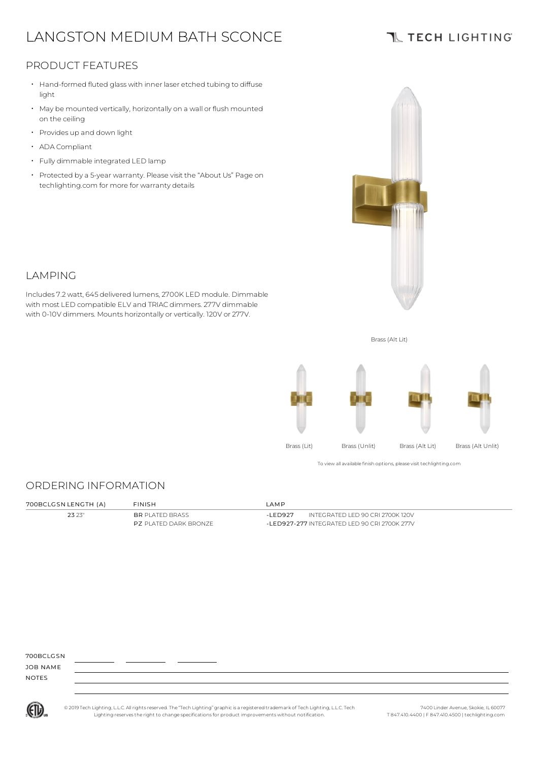# LANGSTON MEDIUM BATH SCONCE

TECH LIGHTING

## PRODUCT FEATURES

- Hand-formed fluted glass with inner laser etched tubing to diffuse light
- May be mounted vertically, horizontally on a wall or flush mounted on the ceiling
- Provides up and down light
- ADA Compliant
- Fully dimmable integrated LED lamp
- Protected by a 5-year warranty. Please visit the "About Us" Page on techlighting.com for more for warranty details

## LAMPING

Includes 7.2 watt, 645 delivered lumens, 2700K LED module. Dimmable with most LED compatible ELV and TRIAC dimmers. 277V dimmable with 0-10V dimmers. Mounts horizontally or vertically. 120V or 277V.

Brass (Alt Lit)

Brass (Lit) | Brass (Unlit) | Brass (Alt Lit) | Brass (Alt Unlit)

To view all available finish options, please visit techlighting.com

## ORDERING INFORMATION

| 700BCLGSN LENGTH (A) | FINISH | LAMP |
|---|---|---|
| **23** 23" | **BR** PLATED BRASS | **-LED927** INTEGRATED LED 90 CRI 2700K 120V |
| | **PZ** PLATED DARK BRONZE | **-LED927-277** INTEGRATED LED 90 CRI 2700K 277V |

700BCLGSN ________ ________ ________

JOB NAME

NOTES

© 2019 Tech Lighting, L.L.C. All rights reserved. The "Tech Lighting" graphic is a registered trademark of Tech Lighting, L.L.C. Tech Lighting reserves the right to change specifications for product improvements without notification.

7400 Linder Avenue, Skokie, IL 60077
T 847.410.4400 | F 847.410.4500 | techlighting.com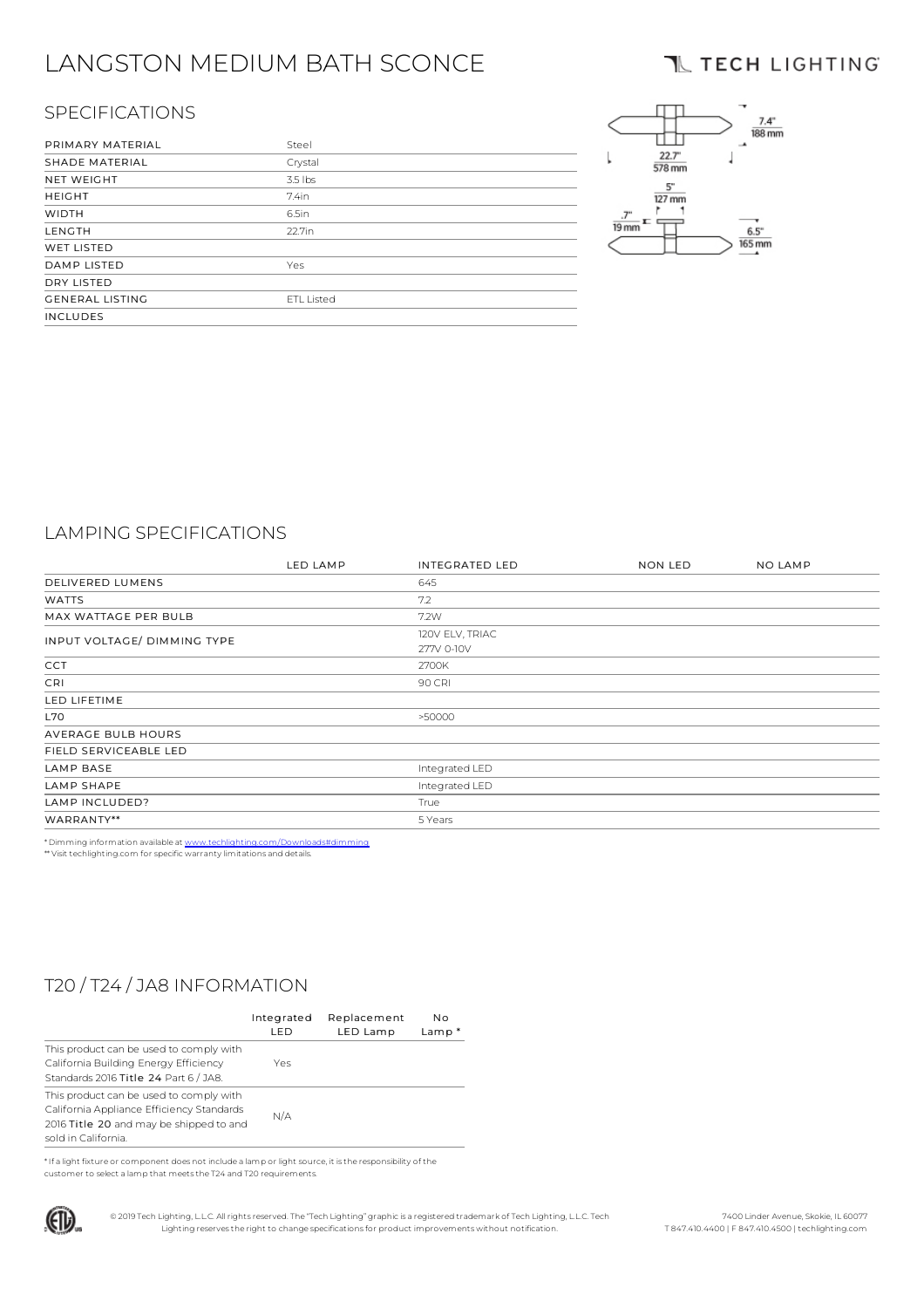# LANGSTON MEDIUM BATH SCONCE

TECH LIGHTING

## SPECIFICATIONS

| | |
|---|---|
| PRIMARY MATERIAL | Steel |
| SHADE MATERIAL | Crystal |
| NET WEIGHT | 3.5 lbs |
| HEIGHT | 7.4in |
| WIDTH | 6.5in |
| LENGTH | 22.7in |
| WET LISTED | |
| DAMP LISTED | Yes |
| DRY LISTED | |
| GENERAL LISTING | ETL Listed |
| INCLUDES | |

7.4"
188 mm
22.7"
578 mm
5"
127 mm
.7"
19 mm
6.5"
165 mm

## LAMPING SPECIFICATIONS

| | LED LAMP | INTEGRATED LED | NON LED | NO LAMP |
|---|---|---|---|---|
| DELIVERED LUMENS | | 645 | | |
| WATTS | | 7.2 | | |
| MAX WATTAGE PER BULB | | 7.2W | | |
| INPUT VOLTAGE/ DIMMING TYPE | | 120V ELV, TRIAC<br>277V 0-10V | | |
| CCT | | 2700K | | |
| CRI | | 90 CRI | | |
| LED LIFETIME | | | | |
| L70 | | >50000 | | |
| AVERAGE BULB HOURS | | | | |
| FIELD SERVICEABLE LED | | | | |
| LAMP BASE | | Integrated LED | | |
| LAMP SHAPE | | Integrated LED | | |
| LAMP INCLUDED? | | True | | |
| WARRANTY** | | 5 Years | | |

* Dimming information available at www.techlighting.com/Downloads#dimming
** Visit techlighting.com for specific warranty limitations and details.

## T20 / T24 / JA8 INFORMATION

| | Integrated LED | Replacement LED Lamp | No Lamp * |
|---|---|---|---|
| This product can be used to comply with California Building Energy Efficiency Standards 2016 Title 24 Part 6 / JA8. | Yes | | |
| This product can be used to comply with California Appliance Efficiency Standards 2016 Title 20 and may be shipped to and sold in California. | N/A | | |

* If a light fixture or component does not include a lamp or light source, it is the responsibility of the customer to select a lamp that meets the T24 and T20 requirements.

© 2019 Tech Lighting, L.L.C. All rights reserved. The "Tech Lighting" graphic is a registered trademark of Tech Lighting, L.L.C. Tech Lighting reserves the right to change specifications for product improvements without notification.

7400 Linder Avenue, Skokie, IL 60077
T 847.410.4400 | F 847.410.4500 | techlighting.com